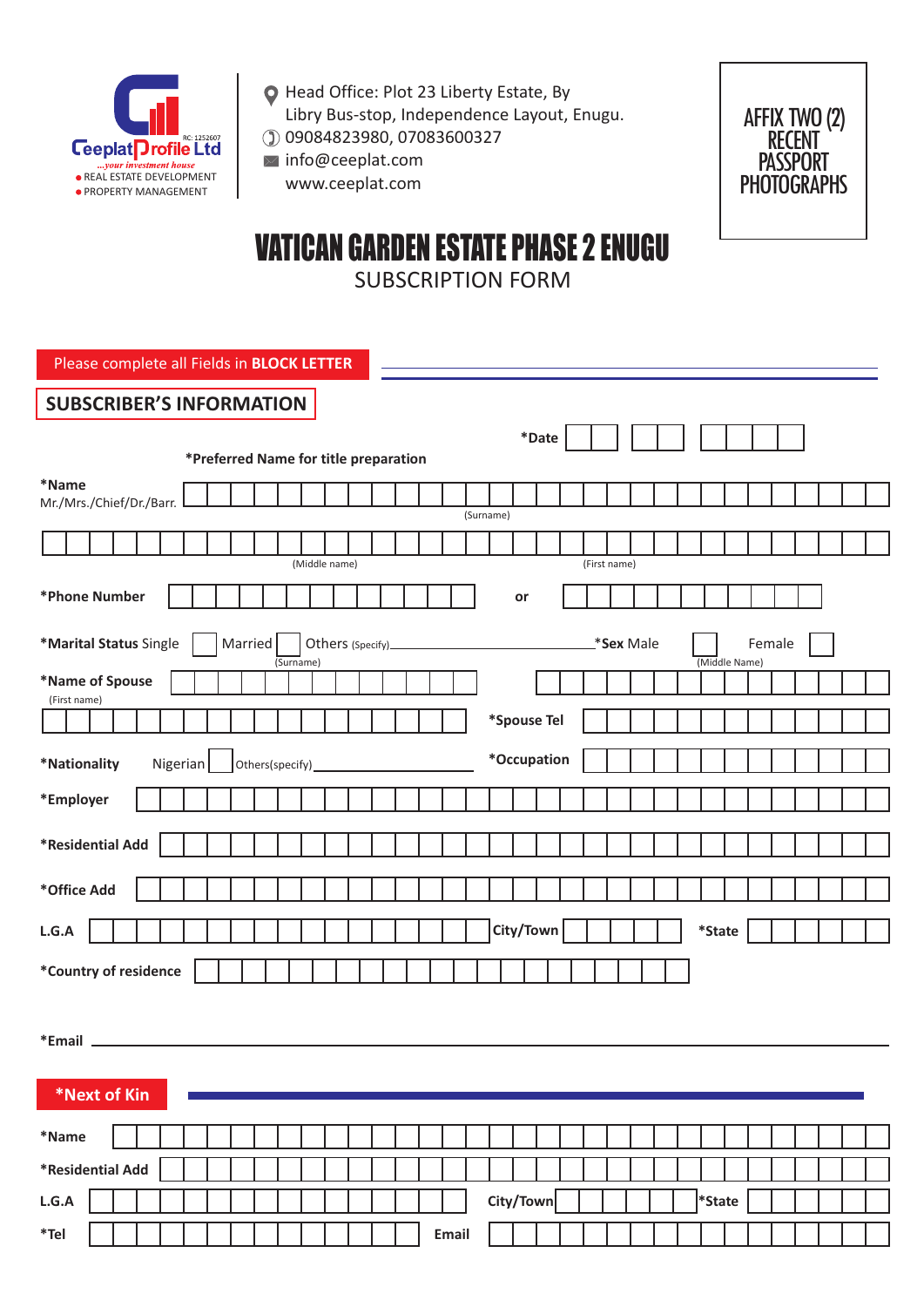Ceeplat Profile Ltd
RC: 1252607
...your investment house
● REAL ESTATE DEVELOPMENT
● PROPERTY MANAGEMENT

Head Office: Plot 23 Liberty Estate, By Libry Bus-stop, Independence Layout, Enugu.
09084823980, 07083600327
info@ceeplat.com
www.ceeplat.com

AFFIX TWO (2) RECENT PASSPORT PHOTOGRAPHS

# VATICAN GARDEN ESTATE PHASE 2 ENUGU

SUBSCRIPTION FORM

Please complete all Fields in **BLOCK LETTER**

## SUBSCRIBER'S INFORMATION

***Date** ____ ____ ________

***Preferred Name for title preparation**

***Name** Mr./Mrs./Chief/Dr./Barr. ______________________ (Surname)

______________________ (Middle name) ______________________ (First name)

***Phone Number** ______________________ **or** ______________________

***Marital Status** Single ☐ Married ☐ Others (Specify) ______________ ***Sex** Male ☐ Female ☐

***Name of Spouse** ______________________ (Surname) ______________________ (Middle Name)

______________________ (First name) ***Spouse Tel** ______________________

***Nationality** Nigerian ☐ Others(specify) ______________ ***Occupation** ______________________

***Employer** ______________________

***Residential Add** ______________________

***Office Add** ______________________

**L.G.A** ______________ **City/Town** ______________ ***State** ______________

***Country of residence** ______________________

***Email** ______________________

## *Next of Kin

***Name** ______________________

***Residential Add** ______________________

**L.G.A** ______________ **City/Town** ______________ ***State** ______________

***Tel** ______________________ **Email** ______________________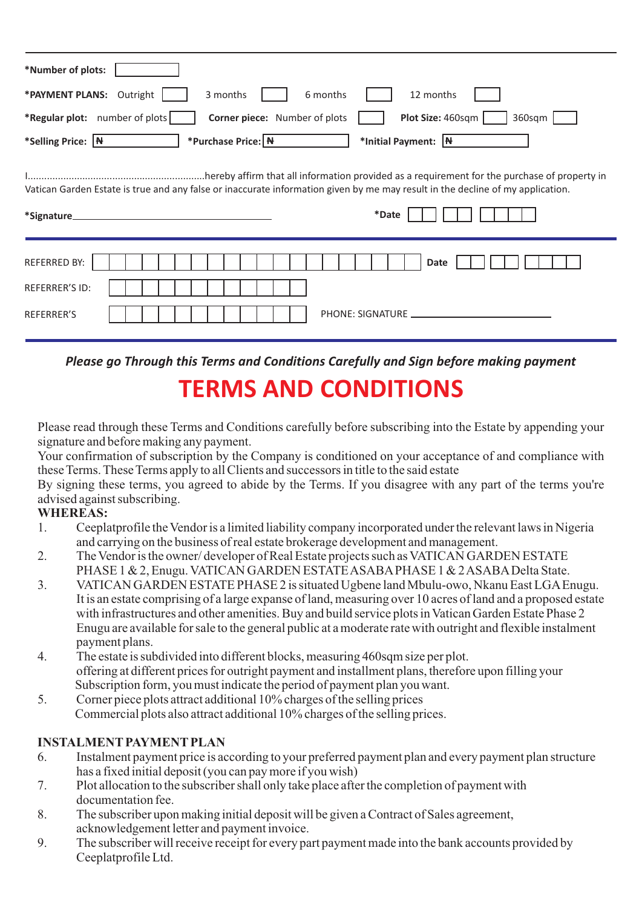**\*Number of plots:** ______

**\*PAYMENT PLANS:** Outright ☐ 3 months ☐ 6 months ☐ 12 months ☐

**\*Regular plot:** number of plots ☐ **Corner piece:** Number of plots ☐ **Plot Size:** 460sqm ☐ 360sqm ☐

**\*Selling Price:** ₦ ______ **\*Purchase Price:** ₦ ______ **\*Initial Payment:** ₦ ______

I.................................................................hereby affirm that all information provided as a requirement for the purchase of property in Vatican Garden Estate is true and any false or inaccurate information given by me may result in the decline of my application.

**\*Signature**________________________________ **\*Date** ☐☐ ☐☐ ☐☐☐☐

---

REFERRED BY: ______________________ **Date** ☐☐ ☐☐ ☐☐☐☐

REFERRER'S ID: ______________________

REFERRER'S ______________________ PHONE: SIGNATURE ______________________

---

***Please go Through this Terms and Conditions Carefully and Sign before making payment***

# TERMS AND CONDITIONS

Please read through these Terms and Conditions carefully before subscribing into the Estate by appending your signature and before making any payment.

Your confirmation of subscription by the Company is conditioned on your acceptance of and compliance with these Terms. These Terms apply to all Clients and successors in title to the said estate

By signing these terms, you agreed to abide by the Terms. If you disagree with any part of the terms you're advised against subscribing.

**WHEREAS:**

1. Ceeplatprofile the Vendor is a limited liability company incorporated under the relevant laws in Nigeria and carrying on the business of real estate brokerage development and management.
2. The Vendor is the owner/ developer of Real Estate projects such as VATICAN GARDEN ESTATE PHASE 1 & 2, Enugu. VATICAN GARDEN ESTATE ASABA PHASE 1 & 2 ASABA Delta State.
3. VATICAN GARDEN ESTATE PHASE 2 is situated Ugbene land Mbulu-owo, Nkanu East LGA Enugu. It is an estate comprising of a large expanse of land, measuring over 10 acres of land and a proposed estate with infrastructures and other amenities. Buy and build service plots in Vatican Garden Estate Phase 2 Enugu are available for sale to the general public at a moderate rate with outright and flexible instalment payment plans.
4. The estate is subdivided into different blocks, measuring 460sqm size per plot.
   offering at different prices for outright payment and installment plans, therefore upon filling your Subscription form, you must indicate the period of payment plan you want.
5. Corner piece plots attract additional 10% charges of the selling prices
   Commercial plots also attract additional 10% charges of the selling prices.

**INSTALMENT PAYMENT PLAN**

6. Instalment payment price is according to your preferred payment plan and every payment plan structure has a fixed initial deposit (you can pay more if you wish)
7. Plot allocation to the subscriber shall only take place after the completion of payment with documentation fee.
8. The subscriber upon making initial deposit will be given a Contract of Sales agreement, acknowledgement letter and payment invoice.
9. The subscriber will receive receipt for every part payment made into the bank accounts provided by Ceeplatprofile Ltd.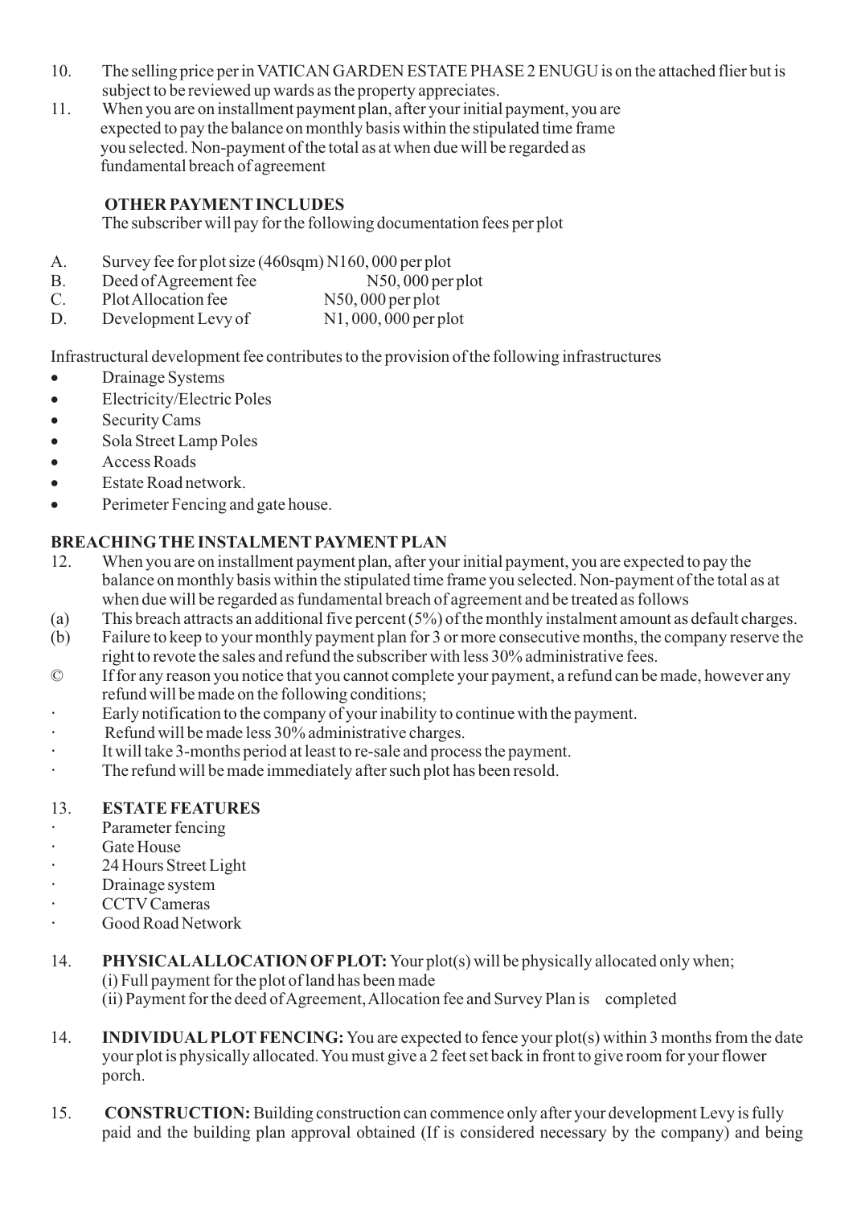10. The selling price per in VATICAN GARDEN ESTATE PHASE 2 ENUGU is on the attached flier but is subject to be reviewed up wards as the property appreciates.
11. When you are on installment payment plan, after your initial payment, you are expected to pay the balance on monthly basis within the stipulated time frame you selected. Non-payment of the total as at when due will be regarded as fundamental breach of agreement

**OTHER PAYMENT INCLUDES**

The subscriber will pay for the following documentation fees per plot

A. Survey fee for plot size (460sqm) N160, 000 per plot
B. Deed of Agreement fee N50, 000 per plot
C. Plot Allocation fee N50, 000 per plot
D. Development Levy of N1, 000, 000 per plot

Infrastructural development fee contributes to the provision of the following infrastructures

- Drainage Systems
- Electricity/Electric Poles
- Security Cams
- Sola Street Lamp Poles
- Access Roads
- Estate Road network.
- Perimeter Fencing and gate house.

**BREACHING THE INSTALMENT PAYMENT PLAN**

12. When you are on installment payment plan, after your initial payment, you are expected to pay the balance on monthly basis within the stipulated time frame you selected. Non-payment of the total as at when due will be regarded as fundamental breach of agreement and be treated as follows

(a) This breach attracts an additional five percent (5%) of the monthly instalment amount as default charges.
(b) Failure to keep to your monthly payment plan for 3 or more consecutive months, the company reserve the right to revote the sales and refund the subscriber with less 30% administrative fees.
© If for any reason you notice that you cannot complete your payment, a refund can be made, however any refund will be made on the following conditions;

- Early notification to the company of your inability to continue with the payment.
- Refund will be made less 30% administrative charges.
- It will take 3-months period at least to re-sale and process the payment.
- The refund will be made immediately after such plot has been resold.

13. **ESTATE FEATURES**

- Parameter fencing
- Gate House
- 24 Hours Street Light
- Drainage system
- CCTV Cameras
- Good Road Network

14. **PHYSICAL ALLOCATION OF PLOT:** Your plot(s) will be physically allocated only when;
(i) Full payment for the plot of land has been made
(ii) Payment for the deed of Agreement, Allocation fee and Survey Plan is completed

14. **INDIVIDUAL PLOT FENCING:** You are expected to fence your plot(s) within 3 months from the date your plot is physically allocated. You must give a 2 feet set back in front to give room for your flower porch.

15. **CONSTRUCTION:** Building construction can commence only after your development Levy is fully paid and the building plan approval obtained (If is considered necessary by the company) and being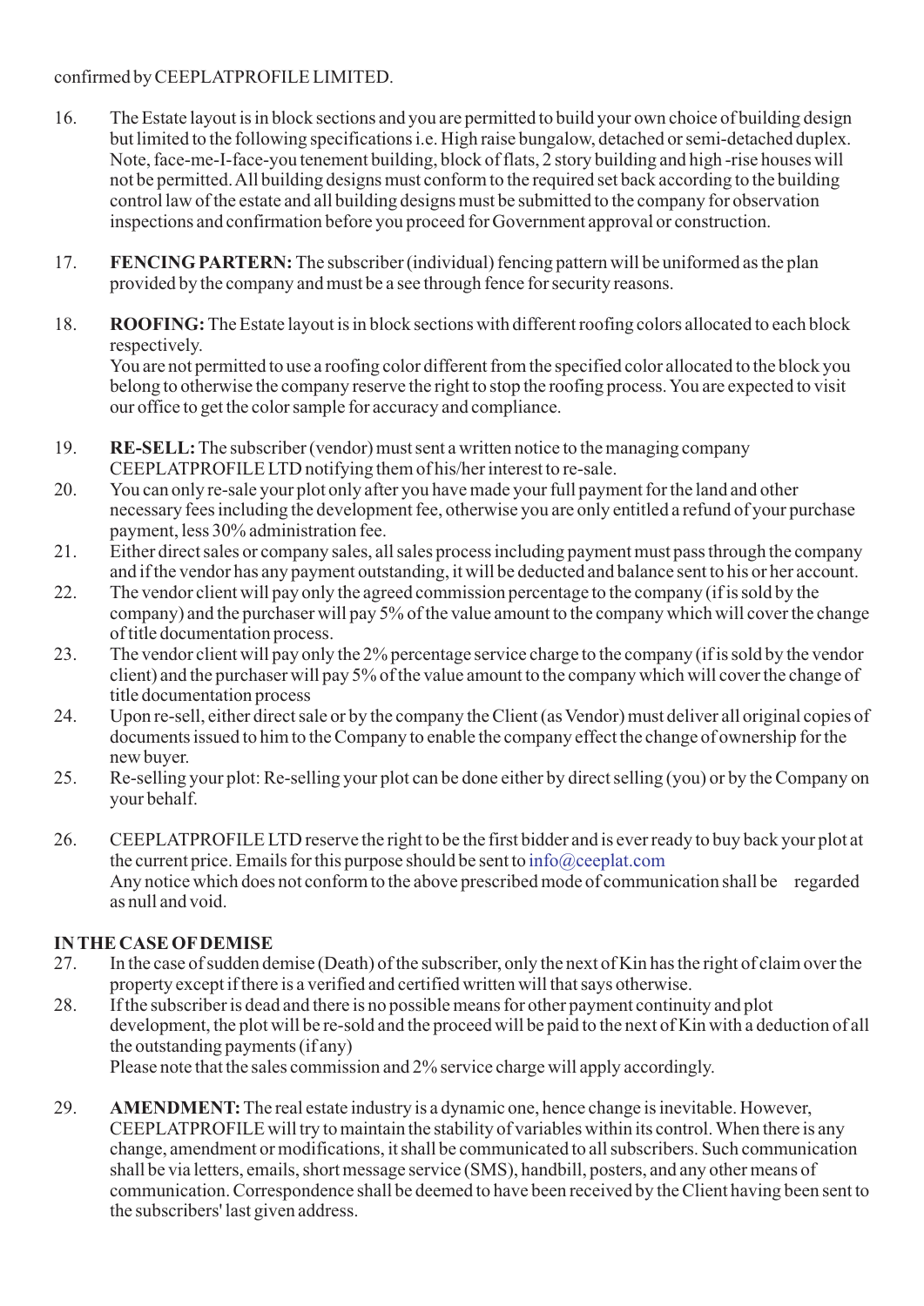confirmed by CEEPLATPROFILE LIMITED.

16. The Estate layout is in block sections and you are permitted to build your own choice of building design but limited to the following specifications i.e. High raise bungalow, detached or semi-detached duplex. Note, face-me-I-face-you tenement building, block of flats, 2 story building and high -rise houses will not be permitted. All building designs must conform to the required set back according to the building control law of the estate and all building designs must be submitted to the company for observation inspections and confirmation before you proceed for Government approval or construction.

17. **FENCING PARTERN:** The subscriber (individual) fencing pattern will be uniformed as the plan provided by the company and must be a see through fence for security reasons.

18. **ROOFING:** The Estate layout is in block sections with different roofing colors allocated to each block respectively.
    You are not permitted to use a roofing color different from the specified color allocated to the block you belong to otherwise the company reserve the right to stop the roofing process. You are expected to visit our office to get the color sample for accuracy and compliance.

19. **RE-SELL:** The subscriber (vendor) must sent a written notice to the managing company CEEPLATPROFILE LTD notifying them of his/her interest to re-sale.
20. You can only re-sale your plot only after you have made your full payment for the land and other necessary fees including the development fee, otherwise you are only entitled a refund of your purchase payment, less 30% administration fee.
21. Either direct sales or company sales, all sales process including payment must pass through the company and if the vendor has any payment outstanding, it will be deducted and balance sent to his or her account.
22. The vendor client will pay only the agreed commission percentage to the company (if is sold by the company) and the purchaser will pay 5% of the value amount to the company which will cover the change of title documentation process.
23. The vendor client will pay only the 2% percentage service charge to the company (if is sold by the vendor client) and the purchaser will pay 5% of the value amount to the company which will cover the change of title documentation process
24. Upon re-sell, either direct sale or by the company the Client (as Vendor) must deliver all original copies of documents issued to him to the Company to enable the company effect the change of ownership for the new buyer.
25. Re-selling your plot: Re-selling your plot can be done either by direct selling (you) or by the Company on your behalf.

26. CEEPLATPROFILE LTD reserve the right to be the first bidder and is ever ready to buy back your plot at the current price. Emails for this purpose should be sent to info@ceeplat.com
    Any notice which does not conform to the above prescribed mode of communication shall be regarded as null and void.

**IN THE CASE OF DEMISE**

27. In the case of sudden demise (Death) of the subscriber, only the next of Kin has the right of claim over the property except if there is a verified and certified written will that says otherwise.
28. If the subscriber is dead and there is no possible means for other payment continuity and plot development, the plot will be re-sold and the proceed will be paid to the next of Kin with a deduction of all the outstanding payments (if any)
    Please note that the sales commission and 2% service charge will apply accordingly.

29. **AMENDMENT:** The real estate industry is a dynamic one, hence change is inevitable. However, CEEPLATPROFILE will try to maintain the stability of variables within its control. When there is any change, amendment or modifications, it shall be communicated to all subscribers. Such communication shall be via letters, emails, short message service (SMS), handbill, posters, and any other means of communication. Correspondence shall be deemed to have been received by the Client having been sent to the subscribers' last given address.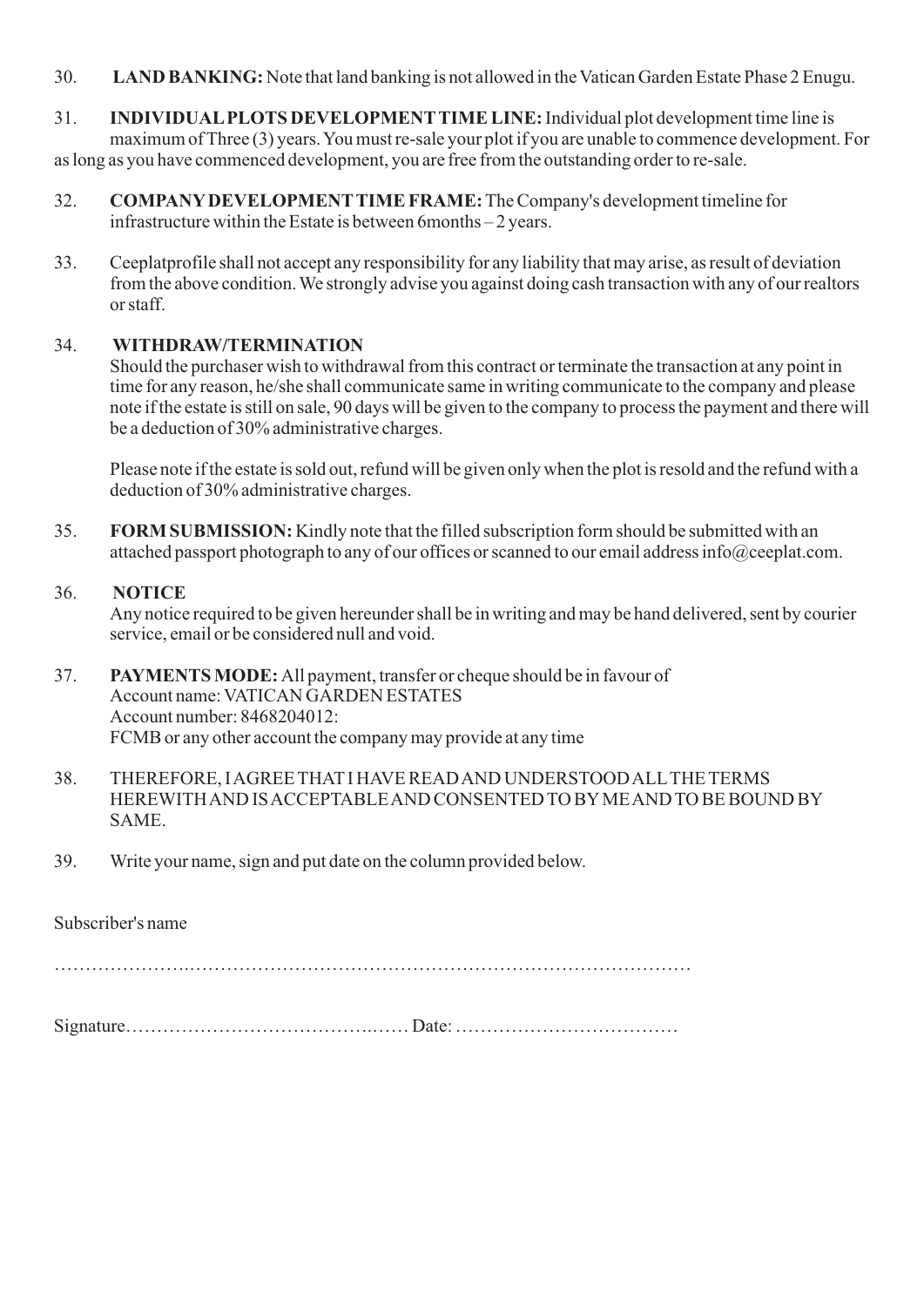30. **LAND BANKING:** Note that land banking is not allowed in the Vatican Garden Estate Phase 2 Enugu.

31. **INDIVIDUAL PLOTS DEVELOPMENT TIME LINE:** Individual plot development time line is maximum of Three (3) years. You must re-sale your plot if you are unable to commence development. For as long as you have commenced development, you are free from the outstanding order to re-sale.

32. **COMPANY DEVELOPMENT TIME FRAME:** The Company's development timeline for infrastructure within the Estate is between 6months – 2 years.

33. Ceeplatprofile shall not accept any responsibility for any liability that may arise, as result of deviation from the above condition. We strongly advise you against doing cash transaction with any of our realtors or staff.

34. **WITHDRAW/TERMINATION**

    Should the purchaser wish to withdrawal from this contract or terminate the transaction at any point in time for any reason, he/she shall communicate same in writing communicate to the company and please note if the estate is still on sale, 90 days will be given to the company to process the payment and there will be a deduction of 30% administrative charges.

    Please note if the estate is sold out, refund will be given only when the plot is resold and the refund with a deduction of 30% administrative charges.

35. **FORM SUBMISSION:** Kindly note that the filled subscription form should be submitted with an attached passport photograph to any of our offices or scanned to our email address info@ceeplat.com.

36. **NOTICE**

    Any notice required to be given hereunder shall be in writing and may be hand delivered, sent by courier service, email or be considered null and void.

37. **PAYMENTS MODE:** All payment, transfer or cheque should be in favour of
    Account name: VATICAN GARDEN ESTATES
    Account number: 8468204012:
    FCMB or any other account the company may provide at any time

38. THEREFORE, I AGREE THAT I HAVE READ AND UNDERSTOOD ALL THE TERMS HEREWITH AND IS ACCEPTABLE AND CONSENTED TO BY ME AND TO BE BOUND BY SAME.

39. Write your name, sign and put date on the column provided below.

Subscriber's name

…………………..……………………………………………………………………

Signature…………………………………..…… Date: ………………………………